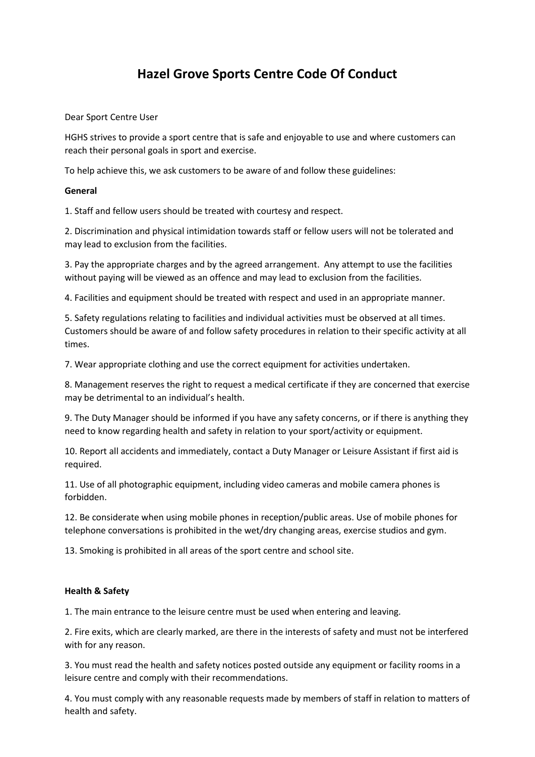# Hazel Grove Sports Centre Code Of Conduct

Dear Sport Centre User

HGHS strives to provide a sport centre that is safe and enjoyable to use and where customers can reach their personal goals in sport and exercise.

To help achieve this, we ask customers to be aware of and follow these guidelines:

**General**

1. Staff and fellow users should be treated with courtesy and respect.

2. Discrimination and physical intimidation towards staff or fellow users will not be tolerated and may lead to exclusion from the facilities.

3. Pay the appropriate charges and by the agreed arrangement. Any attempt to use the facilities without paying will be viewed as an offence and may lead to exclusion from the facilities.

4. Facilities and equipment should be treated with respect and used in an appropriate manner.

5. Safety regulations relating to facilities and individual activities must be observed at all times. Customers should be aware of and follow safety procedures in relation to their specific activity at all times.

7. Wear appropriate clothing and use the correct equipment for activities undertaken.

8. Management reserves the right to request a medical certificate if they are concerned that exercise may be detrimental to an individual's health.

9. The Duty Manager should be informed if you have any safety concerns, or if there is anything they need to know regarding health and safety in relation to your sport/activity or equipment.

10. Report all accidents and immediately, contact a Duty Manager or Leisure Assistant if first aid is required.

11. Use of all photographic equipment, including video cameras and mobile camera phones is forbidden.

12. Be considerate when using mobile phones in reception/public areas. Use of mobile phones for telephone conversations is prohibited in the wet/dry changing areas, exercise studios and gym.

13. Smoking is prohibited in all areas of the sport centre and school site.

**Health & Safety**

1. The main entrance to the leisure centre must be used when entering and leaving.

2. Fire exits, which are clearly marked, are there in the interests of safety and must not be interfered with for any reason.

3. You must read the health and safety notices posted outside any equipment or facility rooms in a leisure centre and comply with their recommendations.

4. You must comply with any reasonable requests made by members of staff in relation to matters of health and safety.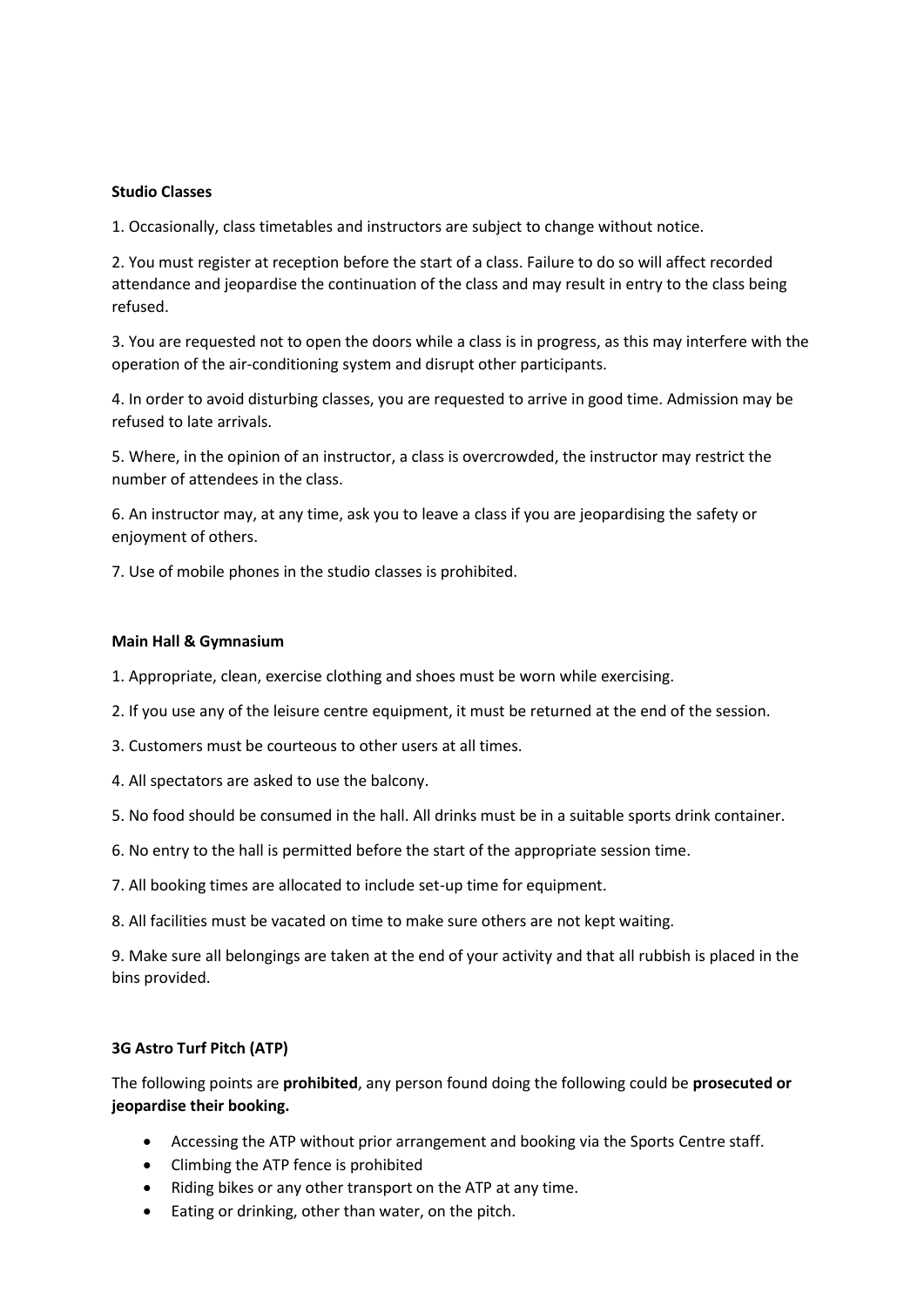**Studio Classes**

1. Occasionally, class timetables and instructors are subject to change without notice.

2. You must register at reception before the start of a class. Failure to do so will affect recorded attendance and jeopardise the continuation of the class and may result in entry to the class being refused.

3. You are requested not to open the doors while a class is in progress, as this may interfere with the operation of the air-conditioning system and disrupt other participants.

4. In order to avoid disturbing classes, you are requested to arrive in good time. Admission may be refused to late arrivals.

5. Where, in the opinion of an instructor, a class is overcrowded, the instructor may restrict the number of attendees in the class.

6. An instructor may, at any time, ask you to leave a class if you are jeopardising the safety or enjoyment of others.

7. Use of mobile phones in the studio classes is prohibited.

**Main Hall & Gymnasium**

1. Appropriate, clean, exercise clothing and shoes must be worn while exercising.

2. If you use any of the leisure centre equipment, it must be returned at the end of the session.

3. Customers must be courteous to other users at all times.

4. All spectators are asked to use the balcony.

5. No food should be consumed in the hall. All drinks must be in a suitable sports drink container.

6. No entry to the hall is permitted before the start of the appropriate session time.

7. All booking times are allocated to include set-up time for equipment.

8. All facilities must be vacated on time to make sure others are not kept waiting.

9. Make sure all belongings are taken at the end of your activity and that all rubbish is placed in the bins provided.

**3G Astro Turf Pitch (ATP)**

The following points are **prohibited**, any person found doing the following could be **prosecuted or jeopardise their booking.**

- Accessing the ATP without prior arrangement and booking via the Sports Centre staff.
- Climbing the ATP fence is prohibited
- Riding bikes or any other transport on the ATP at any time.
- Eating or drinking, other than water, on the pitch.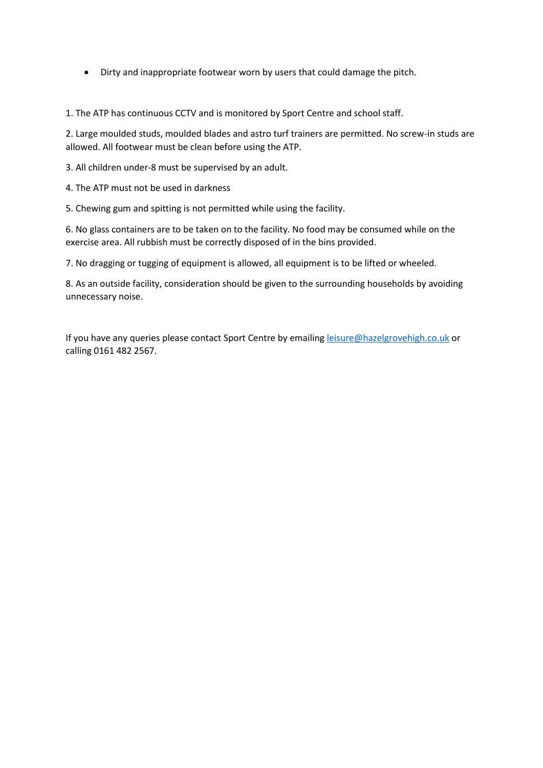- Dirty and inappropriate footwear worn by users that could damage the pitch.

1. The ATP has continuous CCTV and is monitored by Sport Centre and school staff.

2. Large moulded studs, moulded blades and astro turf trainers are permitted. No screw-in studs are allowed. All footwear must be clean before using the ATP.

3. All children under-8 must be supervised by an adult.

4. The ATP must not be used in darkness

5. Chewing gum and spitting is not permitted while using the facility.

6. No glass containers are to be taken on to the facility. No food may be consumed while on the exercise area. All rubbish must be correctly disposed of in the bins provided.

7. No dragging or tugging of equipment is allowed, all equipment is to be lifted or wheeled.

8. As an outside facility, consideration should be given to the surrounding households by avoiding unnecessary noise.

If you have any queries please contact Sport Centre by emailing [leisure@hazelgrovehigh.co.uk](mailto:leisure@hazelgrovehigh.co.uk) or calling 0161 482 2567.